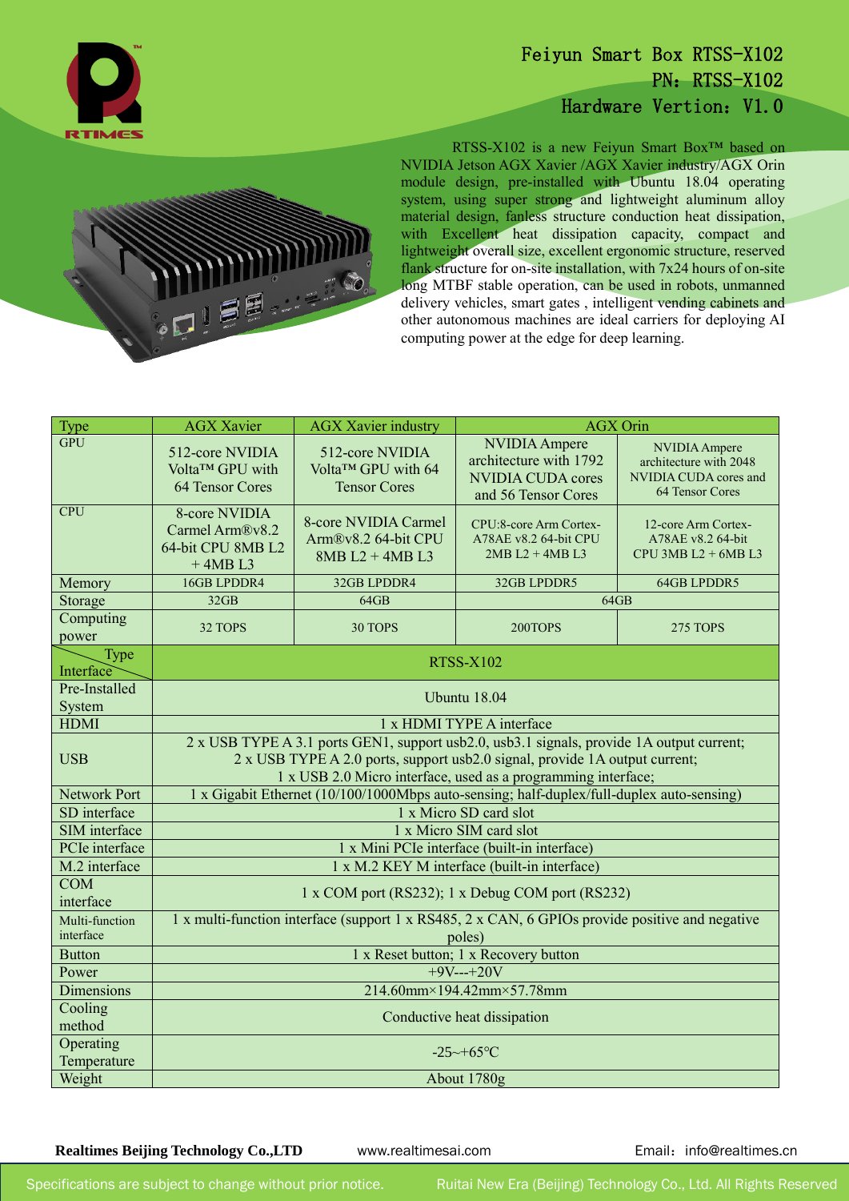# Feiyun Smart Box RTSS-X102

PN：RTSS-X102

Hardware Vertion：V1.0

RTSS-X102 is a new Feiyun Smart Box™ based on NVIDIA Jetson AGX Xavier /AGX Xavier industry/AGX Orin module design, pre-installed with Ubuntu 18.04 operating system, using super strong and lightweight aluminum alloy material design, fanless structure conduction heat dissipation, with Excellent heat dissipation capacity, compact and lightweight overall size, excellent ergonomic structure, reserved flank structure for on-site installation, with 7x24 hours of on-site long MTBF stable operation, can be used in robots, unmanned delivery vehicles, smart gates , intelligent vending cabinets and other autonomous machines are ideal carriers for deploying AI computing power at the edge for deep learning.

| Type | AGX Xavier | AGX Xavier industry | AGX Orin | |
|---|---|---|---|---|
| GPU | 512-core NVIDIA Volta™ GPU with 64 Tensor Cores | 512-core NVIDIA Volta™ GPU with 64 Tensor Cores | NVIDIA Ampere architecture with 1792 NVIDIA CUDA cores and 56 Tensor Cores | NVIDIA Ampere architecture with 2048 NVIDIA CUDA cores and 64 Tensor Cores |
| CPU | 8-core NVIDIA Carmel Arm®v8.2 64-bit CPU 8MB L2 + 4MB L3 | 8-core NVIDIA Carmel Arm®v8.2 64-bit CPU 8MB L2 + 4MB L3 | CPU:8-core Arm Cortex-A78AE v8.2 64-bit CPU 2MB L2 + 4MB L3 | 12-core Arm Cortex-A78AE v8.2 64-bit CPU 3MB L2 + 6MB L3 |
| Memory | 16GB LPDDR4 | 32GB LPDDR4 | 32GB LPDDR5 | 64GB LPDDR5 |
| Storage | 32GB | 64GB | 64GB | |
| Computing power | 32 TOPS | 30 TOPS | 200TOPS | 275 TOPS |

| Type / Interface | RTSS-X102 |
|---|---|
| Pre-Installed System | Ubuntu 18.04 |
| HDMI | 1 x HDMI TYPE A interface |
| USB | 2 x USB TYPE A 3.1 ports GEN1, support usb2.0, usb3.1 signals, provide 1A output current;<br>2 x USB TYPE A 2.0 ports, support usb2.0 signal, provide 1A output current;<br>1 x USB 2.0 Micro interface, used as a programming interface; |
| Network Port | 1 x Gigabit Ethernet (10/100/1000Mbps auto-sensing; half-duplex/full-duplex auto-sensing) |
| SD interface | 1 x Micro SD card slot |
| SIM interface | 1 x Micro SIM card slot |
| PCIe interface | 1 x Mini PCIe interface (built-in interface) |
| M.2 interface | 1 x M.2 KEY M interface (built-in interface) |
| COM interface | 1 x COM port (RS232); 1 x Debug COM port (RS232) |
| Multi-function interface | 1 x multi-function interface (support 1 x RS485, 2 x CAN, 6 GPIOs provide positive and negative poles) |
| Button | 1 x Reset button; 1 x Recovery button |
| Power | +9V---+20V |
| Dimensions | 214.60mm×194.42mm×57.78mm |
| Cooling method | Conductive heat dissipation |
| Operating Temperature | -25~+65℃ |
| Weight | About 1780g |

**Realtimes Beijing Technology Co.,LTD** www.realtimesai.com Email：info@realtimes.cn

Specifications are subject to change without prior notice. Ruitai New Era (Beijing) Technology Co., Ltd. All Rights Reserved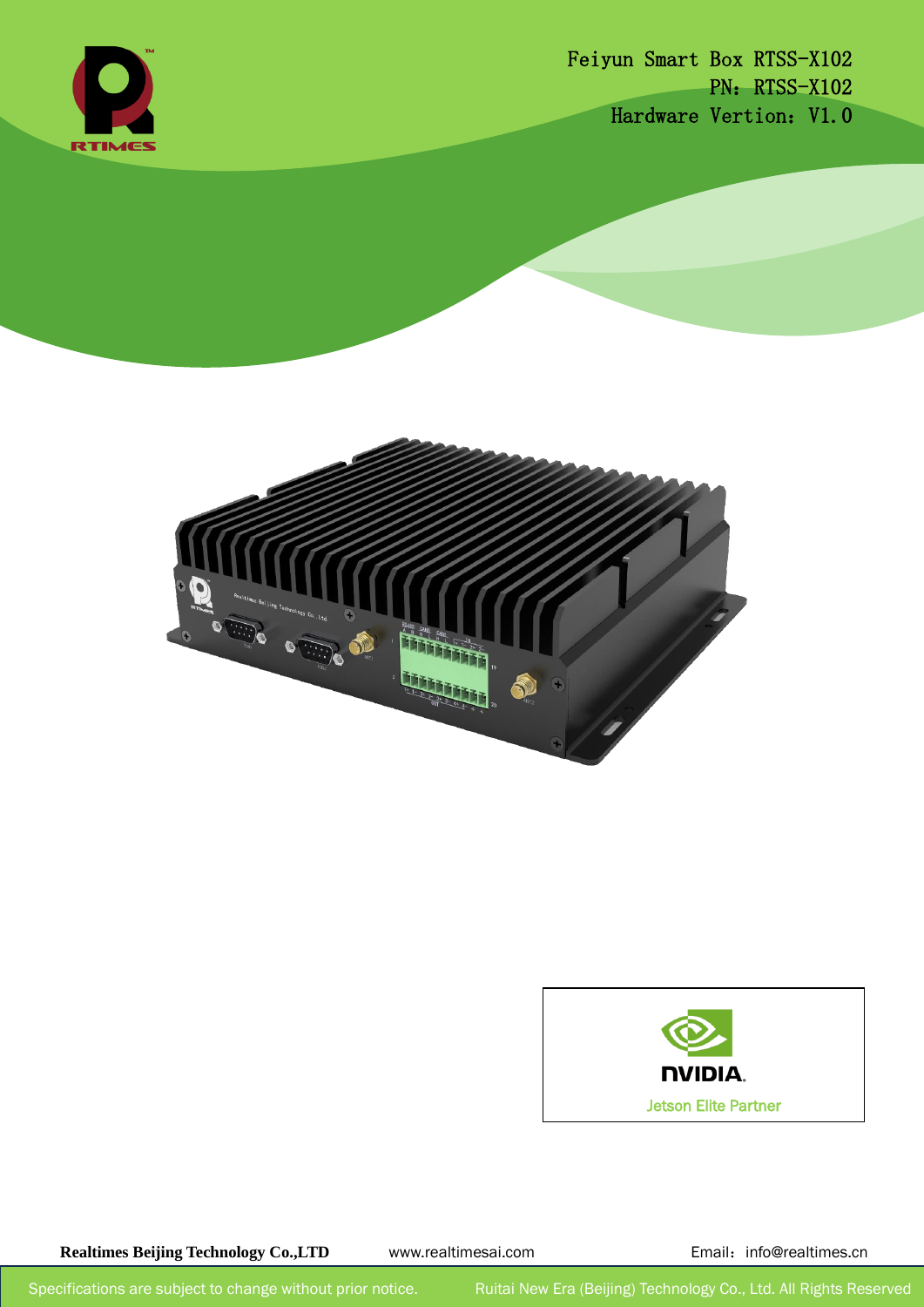Feiyun Smart Box RTSS-X102

PN：RTSS-X102

Hardware Vertion：V1.0

NVIDIA

Jetson Elite Partner

**Realtimes Beijing Technology Co.,LTD** www.realtimesai.com Email：info@realtimes.cn

Specifications are subject to change without prior notice. Ruitai New Era (Beijing) Technology Co., Ltd. All Rights Reserved